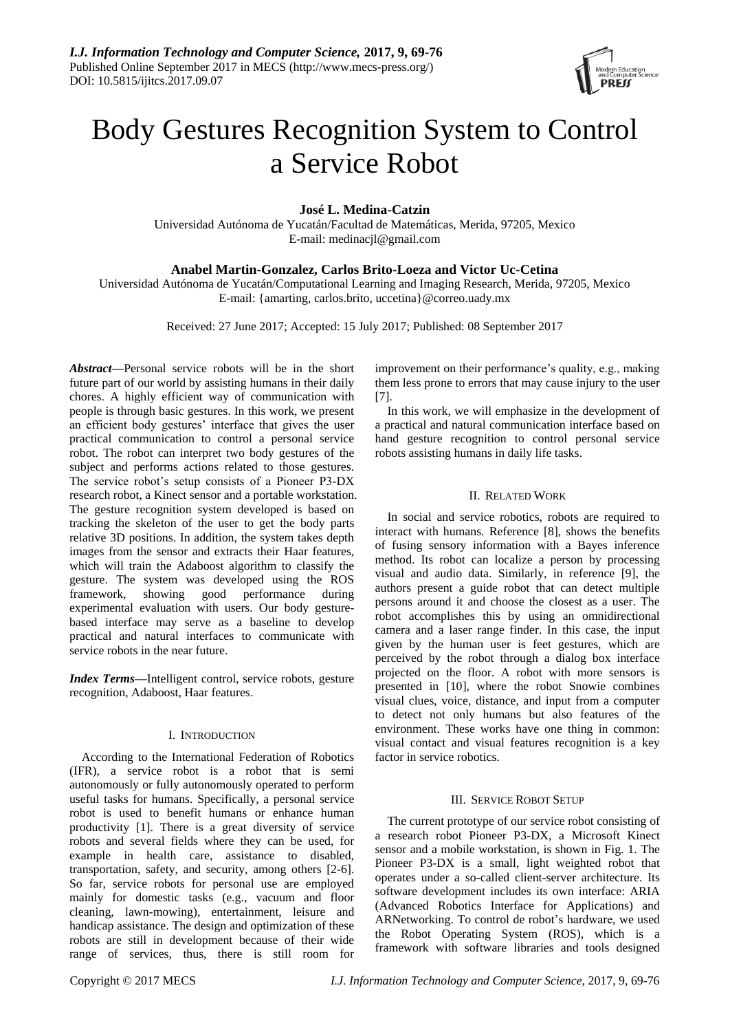# Body Gestures Recognition System to Control a Service Robot

**José L. Medina-Catzin**
Universidad Autónoma de Yucatán/Facultad de Matemáticas, Merida, 97205, Mexico
E-mail: medinacjl@gmail.com

**Anabel Martin-Gonzalez, Carlos Brito-Loeza and Victor Uc-Cetina**
Universidad Autónoma de Yucatán/Computational Learning and Imaging Research, Merida, 97205, Mexico
E-mail: {amarting, carlos.brito, uccetina}@correo.uady.mx

Received: 27 June 2017; Accepted: 15 July 2017; Published: 08 September 2017

***Abstract*****—**Personal service robots will be in the short future part of our world by assisting humans in their daily chores. A highly efficient way of communication with people is through basic gestures. In this work, we present an efficient body gestures' interface that gives the user practical communication to control a personal service robot. The robot can interpret two body gestures of the subject and performs actions related to those gestures. The service robot's setup consists of a Pioneer P3-DX research robot, a Kinect sensor and a portable workstation. The gesture recognition system developed is based on tracking the skeleton of the user to get the body parts relative 3D positions. In addition, the system takes depth images from the sensor and extracts their Haar features, which will train the Adaboost algorithm to classify the gesture. The system was developed using the ROS framework, showing good performance during experimental evaluation with users. Our body gesture-based interface may serve as a baseline to develop practical and natural interfaces to communicate with service robots in the near future.

***Index Terms*****—**Intelligent control, service robots, gesture recognition, Adaboost, Haar features.

## I. Introduction

According to the International Federation of Robotics (IFR), a service robot is a robot that is semi autonomously or fully autonomously operated to perform useful tasks for humans. Specifically, a personal service robot is used to benefit humans or enhance human productivity [1]. There is a great diversity of service robots and several fields where they can be used, for example in health care, assistance to disabled, transportation, safety, and security, among others [2-6]. So far, service robots for personal use are employed mainly for domestic tasks (e.g., vacuum and floor cleaning, lawn-mowing), entertainment, leisure and handicap assistance. The design and optimization of these robots are still in development because of their wide range of services, thus, there is still room for improvement on their performance's quality, e.g., making them less prone to errors that may cause injury to the user [7].

In this work, we will emphasize in the development of a practical and natural communication interface based on hand gesture recognition to control personal service robots assisting humans in daily life tasks.

## II. Related Work

In social and service robotics, robots are required to interact with humans. Reference [8], shows the benefits of fusing sensory information with a Bayes inference method. Its robot can localize a person by processing visual and audio data. Similarly, in reference [9], the authors present a guide robot that can detect multiple persons around it and choose the closest as a user. The robot accomplishes this by using an omnidirectional camera and a laser range finder. In this case, the input given by the human user is feet gestures, which are perceived by the robot through a dialog box interface projected on the floor. A robot with more sensors is presented in [10], where the robot Snowie combines visual clues, voice, distance, and input from a computer to detect not only humans but also features of the environment. These works have one thing in common: visual contact and visual features recognition is a key factor in service robotics.

## III. Service Robot Setup

The current prototype of our service robot consisting of a research robot Pioneer P3-DX, a Microsoft Kinect sensor and a mobile workstation, is shown in Fig. 1. The Pioneer P3-DX is a small, light weighted robot that operates under a so-called client-server architecture. Its software development includes its own interface: ARIA (Advanced Robotics Interface for Applications) and ARNetworking. To control de robot's hardware, we used the Robot Operating System (ROS), which is a framework with software libraries and tools designed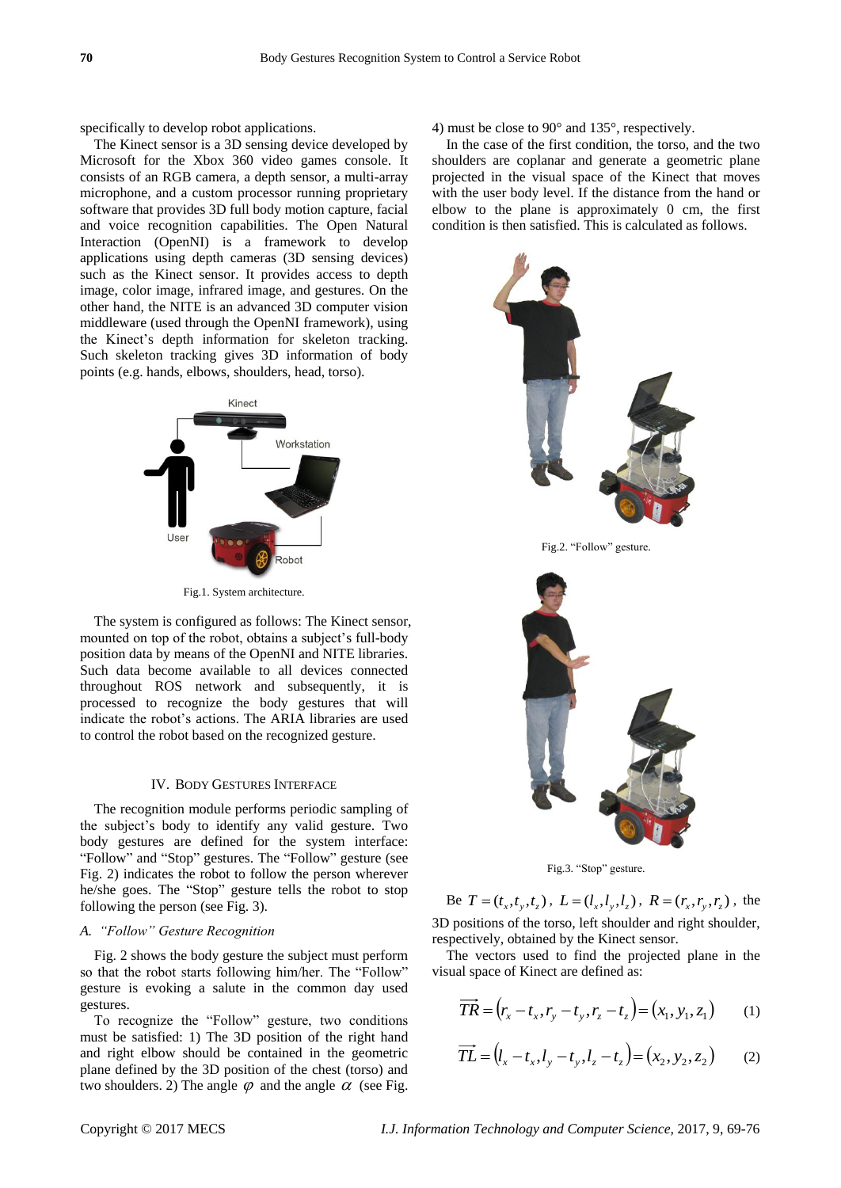specifically to develop robot applications.

The Kinect sensor is a 3D sensing device developed by Microsoft for the Xbox 360 video games console. It consists of an RGB camera, a depth sensor, a multi-array microphone, and a custom processor running proprietary software that provides 3D full body motion capture, facial and voice recognition capabilities. The Open Natural Interaction (OpenNI) is a framework to develop applications using depth cameras (3D sensing devices) such as the Kinect sensor. It provides access to depth image, color image, infrared image, and gestures. On the other hand, the NITE is an advanced 3D computer vision middleware (used through the OpenNI framework), using the Kinect's depth information for skeleton tracking. Such skeleton tracking gives 3D information of body points (e.g. hands, elbows, shoulders, head, torso).

Fig.1. System architecture.

The system is configured as follows: The Kinect sensor, mounted on top of the robot, obtains a subject's full-body position data by means of the OpenNI and NITE libraries. Such data become available to all devices connected throughout ROS network and subsequently, it is processed to recognize the body gestures that will indicate the robot's actions. The ARIA libraries are used to control the robot based on the recognized gesture.

## IV. Body Gestures Interface

The recognition module performs periodic sampling of the subject's body to identify any valid gesture. Two body gestures are defined for the system interface: "Follow" and "Stop" gestures. The "Follow" gesture (see Fig. 2) indicates the robot to follow the person wherever he/she goes. The "Stop" gesture tells the robot to stop following the person (see Fig. 3).

### *A. "Follow" Gesture Recognition*

Fig. 2 shows the body gesture the subject must perform so that the robot starts following him/her. The "Follow" gesture is evoking a salute in the common day used gestures.

To recognize the "Follow" gesture, two conditions must be satisfied: 1) The 3D position of the right hand and right elbow should be contained in the geometric plane defined by the 3D position of the chest (torso) and two shoulders. 2) The angle $\varphi$ and the angle $\alpha$ (see Fig. 4) must be close to 90° and 135°, respectively.

In the case of the first condition, the torso, and the two shoulders are coplanar and generate a geometric plane projected in the visual space of the Kinect that moves with the user body level. If the distance from the hand or elbow to the plane is approximately 0 cm, the first condition is then satisfied. This is calculated as follows.

Fig.2. "Follow" gesture.

Fig.3. "Stop" gesture.

Be $T = (t_x, t_y, t_z)$, $L = (l_x, l_y, l_z)$, $R = (r_x, r_y, r_z)$, the 3D positions of the torso, left shoulder and right shoulder, respectively, obtained by the Kinect sensor.

The vectors used to find the projected plane in the visual space of Kinect are defined as:

$$\overrightarrow{TR} = (r_x - t_x, r_y - t_y, r_z - t_z) = (x_1, y_1, z_1) \qquad (1)$$

$$\overrightarrow{TL} = (l_x - t_x, l_y - t_y, l_z - t_z) = (x_2, y_2, z_2) \qquad (2)$$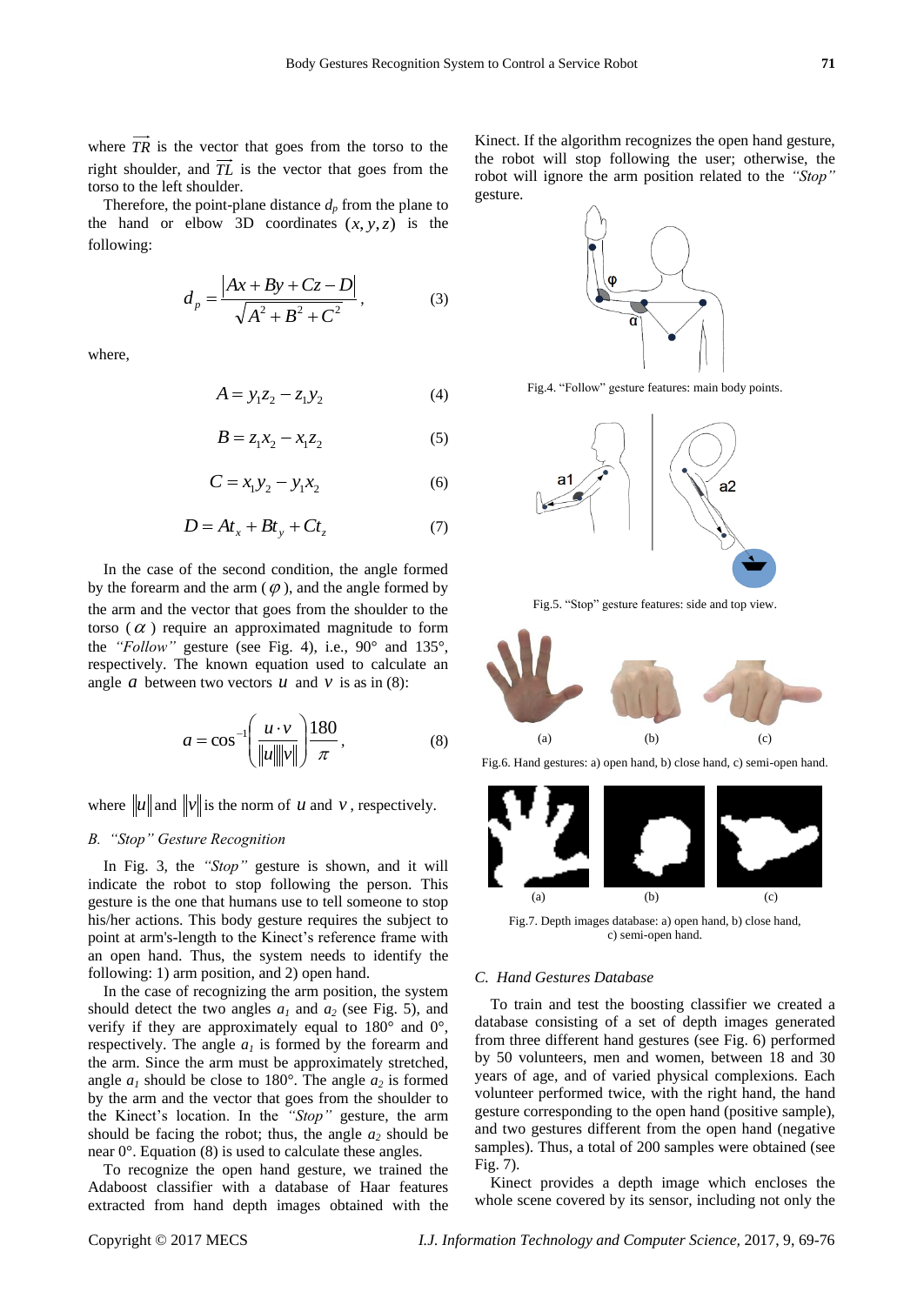where $\overrightarrow{TR}$ is the vector that goes from the torso to the right shoulder, and $\overrightarrow{TL}$ is the vector that goes from the torso to the left shoulder.

Therefore, the point-plane distance $d_p$ from the plane to the hand or elbow 3D coordinates $(x, y, z)$ is the following:

$$d_p = \frac{|Ax + By + Cz - D|}{\sqrt{A^2 + B^2 + C^2}}, \tag{3}$$

where,

$$A = y_1 z_2 - z_1 y_2 \tag{4}$$

$$B = z_1 x_2 - x_1 z_2 \tag{5}$$

$$C = x_1 y_2 - y_1 x_2 \tag{6}$$

$$D = At_x + Bt_y + Ct_z \tag{7}$$

In the case of the second condition, the angle formed by the forearm and the arm ($\varphi$), and the angle formed by the arm and the vector that goes from the shoulder to the torso ($\alpha$) require an approximated magnitude to form the *"Follow"* gesture (see Fig. 4), i.e., 90° and 135°, respectively. The known equation used to calculate an angle $a$ between two vectors $u$ and $v$ is as in (8):

$$a = \cos^{-1}\left(\frac{u \cdot v}{\|u\|\|v\|}\right)\frac{180}{\pi}, \tag{8}$$

where $\|u\|$ and $\|v\|$ is the norm of $u$ and $v$, respectively.

### *B. "Stop" Gesture Recognition*

In Fig. 3, the *"Stop"* gesture is shown, and it will indicate the robot to stop following the person. This gesture is the one that humans use to tell someone to stop his/her actions. This body gesture requires the subject to point at arm's-length to the Kinect's reference frame with an open hand. Thus, the system needs to identify the following: 1) arm position, and 2) open hand.

In the case of recognizing the arm position, the system should detect the two angles $a_1$ and $a_2$ (see Fig. 5), and verify if they are approximately equal to 180° and 0°, respectively. The angle $a_1$ is formed by the forearm and the arm. Since the arm must be approximately stretched, angle $a_1$ should be close to 180°. The angle $a_2$ is formed by the arm and the vector that goes from the shoulder to the Kinect's location. In the *"Stop"* gesture, the arm should be facing the robot; thus, the angle $a_2$ should be near 0°. Equation (8) is used to calculate these angles.

To recognize the open hand gesture, we trained the Adaboost classifier with a database of Haar features extracted from hand depth images obtained with the Kinect. If the algorithm recognizes the open hand gesture, the robot will stop following the user; otherwise, the robot will ignore the arm position related to the *"Stop"* gesture.

Fig.4. "Follow" gesture features: main body points.

Fig.5. "Stop" gesture features: side and top view.

Fig.6. Hand gestures: a) open hand, b) close hand, c) semi-open hand.

Fig.7. Depth images database: a) open hand, b) close hand, c) semi-open hand.

### *C. Hand Gestures Database*

To train and test the boosting classifier we created a database consisting of a set of depth images generated from three different hand gestures (see Fig. 6) performed by 50 volunteers, men and women, between 18 and 30 years of age, and of varied physical complexions. Each volunteer performed twice, with the right hand, the hand gesture corresponding to the open hand (positive sample), and two gestures different from the open hand (negative samples). Thus, a total of 200 samples were obtained (see Fig. 7).

Kinect provides a depth image which encloses the whole scene covered by its sensor, including not only the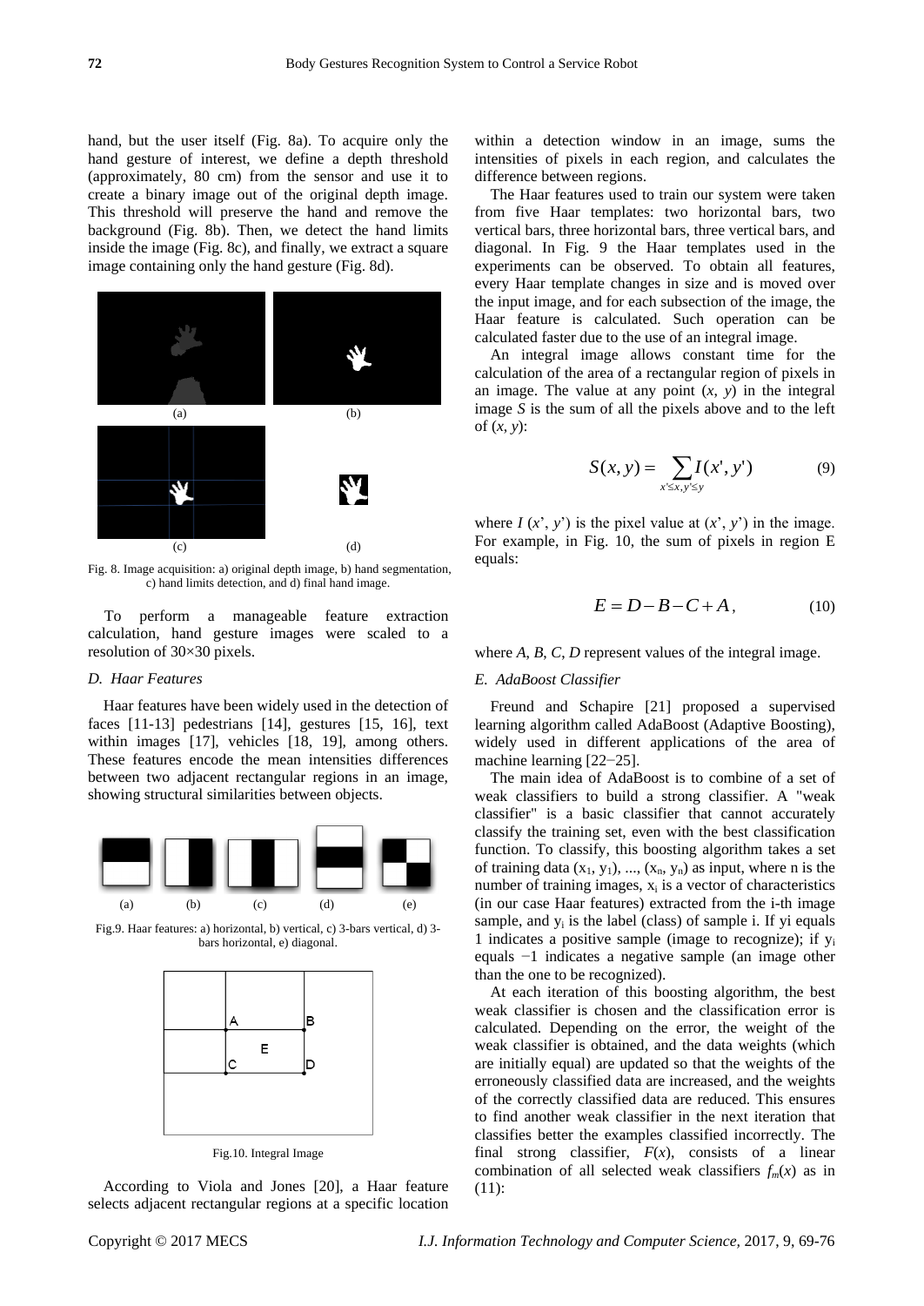hand, but the user itself (Fig. 8a). To acquire only the hand gesture of interest, we define a depth threshold (approximately, 80 cm) from the sensor and use it to create a binary image out of the original depth image. This threshold will preserve the hand and remove the background (Fig. 8b). Then, we detect the hand limits inside the image (Fig. 8c), and finally, we extract a square image containing only the hand gesture (Fig. 8d).

Fig. 8. Image acquisition: a) original depth image, b) hand segmentation, c) hand limits detection, and d) final hand image.

To perform a manageable feature extraction calculation, hand gesture images were scaled to a resolution of 30×30 pixels.

### *D. Haar Features*

Haar features have been widely used in the detection of faces [11-13] pedestrians [14], gestures [15, 16], text within images [17], vehicles [18, 19], among others. These features encode the mean intensities differences between two adjacent rectangular regions in an image, showing structural similarities between objects.

Fig.9. Haar features: a) horizontal, b) vertical, c) 3-bars vertical, d) 3-bars horizontal, e) diagonal.

Fig.10. Integral Image

According to Viola and Jones [20], a Haar feature selects adjacent rectangular regions at a specific location within a detection window in an image, sums the intensities of pixels in each region, and calculates the difference between regions.

The Haar features used to train our system were taken from five Haar templates: two horizontal bars, two vertical bars, three horizontal bars, three vertical bars, and diagonal. In Fig. 9 the Haar templates used in the experiments can be observed. To obtain all features, every Haar template changes in size and is moved over the input image, and for each subsection of the image, the Haar feature is calculated. Such operation can be calculated faster due to the use of an integral image.

An integral image allows constant time for the calculation of the area of a rectangular region of pixels in an image. The value at any point $(x, y)$ in the integral image $S$ is the sum of all the pixels above and to the left of $(x, y)$:

$$S(x,y) = \sum_{x' \leq x, y' \leq y} I(x',y') \tag{9}$$

where $I(x', y')$ is the pixel value at $(x', y')$ in the image. For example, in Fig. 10, the sum of pixels in region E equals:

$$E = D - B - C + A, \tag{10}$$

where $A$, $B$, $C$, $D$ represent values of the integral image.

### *E. AdaBoost Classifier*

Freund and Schapire [21] proposed a supervised learning algorithm called AdaBoost (Adaptive Boosting), widely used in different applications of the area of machine learning [22−25].

The main idea of AdaBoost is to combine of a set of weak classifiers to build a strong classifier. A "weak classifier" is a basic classifier that cannot accurately classify the training set, even with the best classification function. To classify, this boosting algorithm takes a set of training data $(x_1, y_1), ..., (x_n, y_n)$ as input, where n is the number of training images, $x_i$ is a vector of characteristics (in our case Haar features) extracted from the i-th image sample, and $y_i$ is the label (class) of sample i. If yi equals 1 indicates a positive sample (image to recognize); if $y_i$ equals −1 indicates a negative sample (an image other than the one to be recognized).

At each iteration of this boosting algorithm, the best weak classifier is chosen and the classification error is calculated. Depending on the error, the weight of the weak classifier is obtained, and the data weights (which are initially equal) are updated so that the weights of the erroneously classified data are increased, and the weights of the correctly classified data are reduced. This ensures to find another weak classifier in the next iteration that classifies better the examples classified incorrectly. The final strong classifier, $F(x)$, consists of a linear combination of all selected weak classifiers $f_m(x)$ as in (11):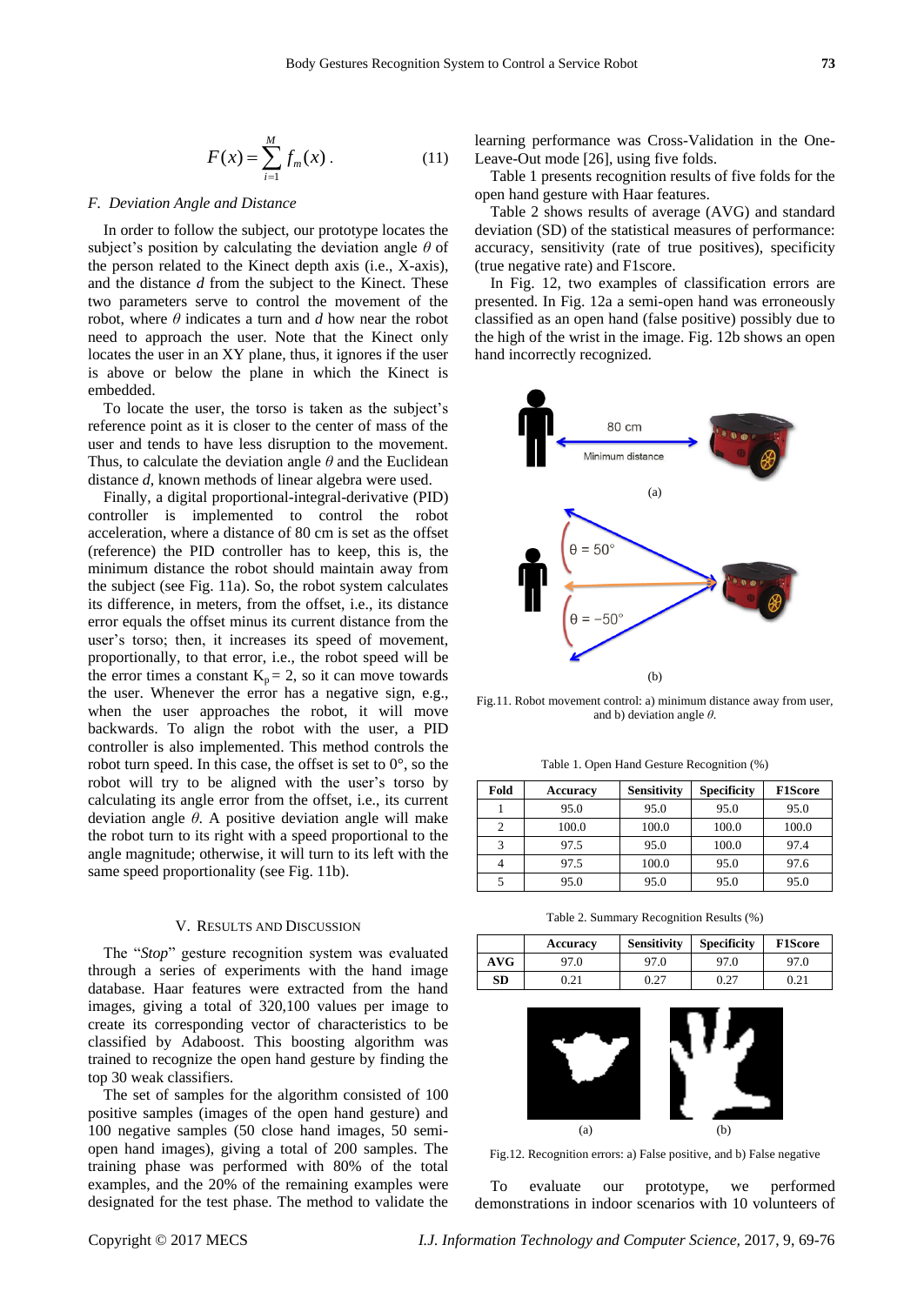$$F(x) = \sum_{i=1}^{M} f_m(x) \,. \tag{11}$$

### F. Deviation Angle and Distance

In order to follow the subject, our prototype locates the subject's position by calculating the deviation angle $\theta$ of the person related to the Kinect depth axis (i.e., X-axis), and the distance $d$ from the subject to the Kinect. These two parameters serve to control the movement of the robot, where $\theta$ indicates a turn and $d$ how near the robot need to approach the user. Note that the Kinect only locates the user in an XY plane, thus, it ignores if the user is above or below the plane in which the Kinect is embedded.

To locate the user, the torso is taken as the subject's reference point as it is closer to the center of mass of the user and tends to have less disruption to the movement. Thus, to calculate the deviation angle $\theta$ and the Euclidean distance $d$, known methods of linear algebra were used.

Finally, a digital proportional-integral-derivative (PID) controller is implemented to control the robot acceleration, where a distance of 80 cm is set as the offset (reference) the PID controller has to keep, this is, the minimum distance the robot should maintain away from the subject (see Fig. 11a). So, the robot system calculates its difference, in meters, from the offset, i.e., its distance error equals the offset minus its current distance from the user's torso; then, it increases its speed of movement, proportionally, to that error, i.e., the robot speed will be the error times a constant $K_p = 2$, so it can move towards the user. Whenever the error has a negative sign, e.g., when the user approaches the robot, it will move backwards. To align the robot with the user, a PID controller is also implemented. This method controls the robot turn speed. In this case, the offset is set to 0°, so the robot will try to be aligned with the user's torso by calculating its angle error from the offset, i.e., its current deviation angle $\theta$. A positive deviation angle will make the robot turn to its right with a speed proportional to the angle magnitude; otherwise, it will turn to its left with the same speed proportionality (see Fig. 11b).

## V. Results and Discussion

The "*Stop*" gesture recognition system was evaluated through a series of experiments with the hand image database. Haar features were extracted from the hand images, giving a total of 320,100 values per image to create its corresponding vector of characteristics to be classified by Adaboost. This boosting algorithm was trained to recognize the open hand gesture by finding the top 30 weak classifiers.

The set of samples for the algorithm consisted of 100 positive samples (images of the open hand gesture) and 100 negative samples (50 close hand images, 50 semi-open hand images), giving a total of 200 samples. The training phase was performed with 80% of the total examples, and the 20% of the remaining examples were designated for the test phase. The method to validate the learning performance was Cross-Validation in the One-Leave-Out mode [26], using five folds.

Table 1 presents recognition results of five folds for the open hand gesture with Haar features.

Table 2 shows results of average (AVG) and standard deviation (SD) of the statistical measures of performance: accuracy, sensitivity (rate of true positives), specificity (true negative rate) and F1score.

In Fig. 12, two examples of classification errors are presented. In Fig. 12a a semi-open hand was erroneously classified as an open hand (false positive) possibly due to the high of the wrist in the image. Fig. 12b shows an open hand incorrectly recognized.

Fig.11. Robot movement control: a) minimum distance away from user, and b) deviation angle $\theta$.

Table 1. Open Hand Gesture Recognition (%)

| Fold | Accuracy | Sensitivity | Specificity | F1Score |
|---|---|---|---|---|
| 1 | 95.0 | 95.0 | 95.0 | 95.0 |
| 2 | 100.0 | 100.0 | 100.0 | 100.0 |
| 3 | 97.5 | 95.0 | 100.0 | 97.4 |
| 4 | 97.5 | 100.0 | 95.0 | 97.6 |
| 5 | 95.0 | 95.0 | 95.0 | 95.0 |

Table 2. Summary Recognition Results (%)

| | Accuracy | Sensitivity | Specificity | F1Score |
|---|---|---|---|---|
| **AVG** | 97.0 | 97.0 | 97.0 | 97.0 |
| **SD** | 0.21 | 0.27 | 0.27 | 0.21 |

Fig.12. Recognition errors: a) False positive, and b) False negative

To evaluate our prototype, we performed demonstrations in indoor scenarios with 10 volunteers of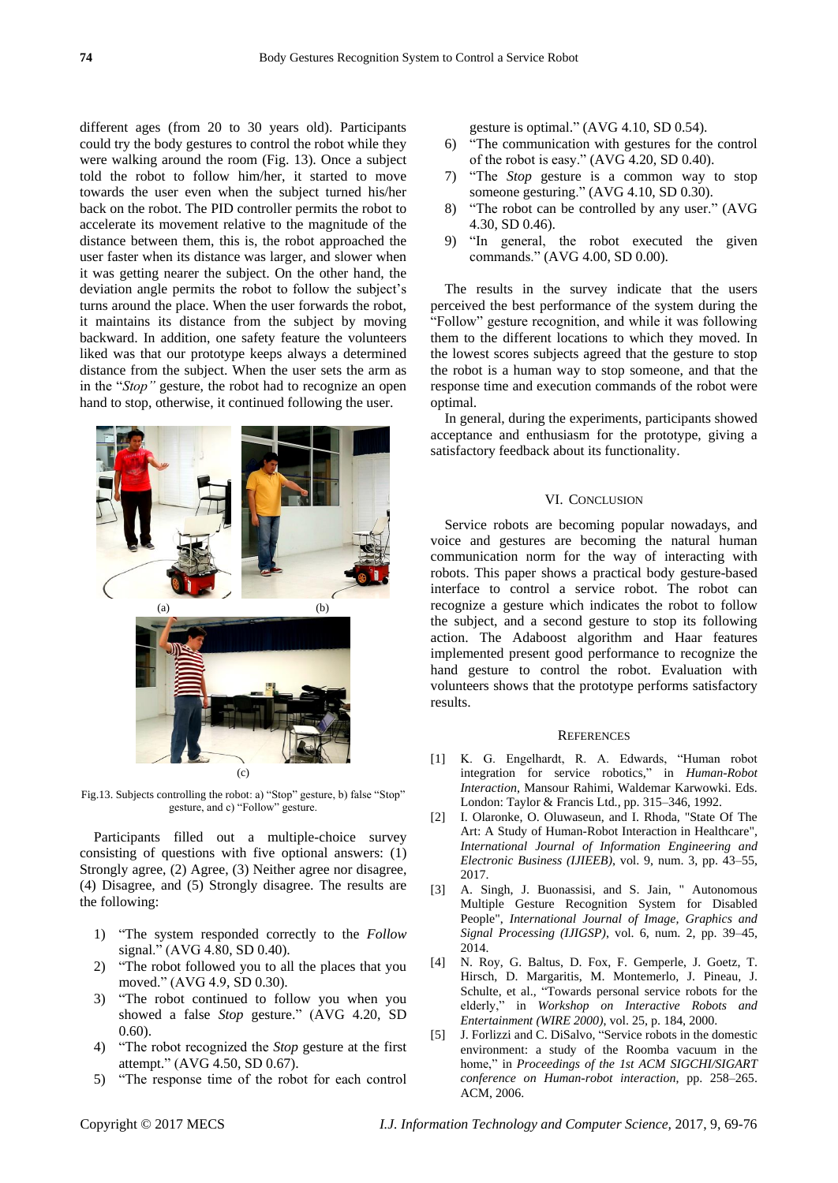different ages (from 20 to 30 years old). Participants could try the body gestures to control the robot while they were walking around the room (Fig. 13). Once a subject told the robot to follow him/her, it started to move towards the user even when the subject turned his/her back on the robot. The PID controller permits the robot to accelerate its movement relative to the magnitude of the distance between them, this is, the robot approached the user faster when its distance was larger, and slower when it was getting nearer the subject. On the other hand, the deviation angle permits the robot to follow the subject's turns around the place. When the user forwards the robot, it maintains its distance from the subject by moving backward. In addition, one safety feature the volunteers liked was that our prototype keeps always a determined distance from the subject. When the user sets the arm as in the "*Stop"* gesture, the robot had to recognize an open hand to stop, otherwise, it continued following the user.

Fig.13. Subjects controlling the robot: a) "Stop" gesture, b) false "Stop" gesture, and c) "Follow" gesture.

Participants filled out a multiple-choice survey consisting of questions with five optional answers: (1) Strongly agree, (2) Agree, (3) Neither agree nor disagree, (4) Disagree, and (5) Strongly disagree. The results are the following:

1) "The system responded correctly to the *Follow* signal." (AVG 4.80, SD 0.40).
2) "The robot followed you to all the places that you moved." (AVG 4.9, SD 0.30).
3) "The robot continued to follow you when you showed a false *Stop* gesture." (AVG 4.20, SD 0.60).
4) "The robot recognized the *Stop* gesture at the first attempt." (AVG 4.50, SD 0.67).
5) "The response time of the robot for each control gesture is optimal." (AVG 4.10, SD 0.54).
6) "The communication with gestures for the control of the robot is easy." (AVG 4.20, SD 0.40).
7) "The *Stop* gesture is a common way to stop someone gesturing." (AVG 4.10, SD 0.30).
8) "The robot can be controlled by any user." (AVG 4.30, SD 0.46).
9) "In general, the robot executed the given commands." (AVG 4.00, SD 0.00).

The results in the survey indicate that the users perceived the best performance of the system during the "Follow" gesture recognition, and while it was following them to the different locations to which they moved. In the lowest scores subjects agreed that the gesture to stop the robot is a human way to stop someone, and that the response time and execution commands of the robot were optimal.

In general, during the experiments, participants showed acceptance and enthusiasm for the prototype, giving a satisfactory feedback about its functionality.

## VI. Conclusion

Service robots are becoming popular nowadays, and voice and gestures are becoming the natural human communication norm for the way of interacting with robots. This paper shows a practical body gesture-based interface to control a service robot. The robot can recognize a gesture which indicates the robot to follow the subject, and a second gesture to stop its following action. The Adaboost algorithm and Haar features implemented present good performance to recognize the hand gesture to control the robot. Evaluation with volunteers shows that the prototype performs satisfactory results.

## References

[1] K. G. Engelhardt, R. A. Edwards, "Human robot integration for service robotics," in *Human-Robot Interaction*, Mansour Rahimi, Waldemar Karwowki. Eds. London: Taylor & Francis Ltd., pp. 315–346, 1992.

[2] I. Olaronke, O. Oluwaseun, and I. Rhoda, "State Of The Art: A Study of Human-Robot Interaction in Healthcare", *International Journal of Information Engineering and Electronic Business (IJIEEB)*, vol. 9, num. 3, pp. 43–55, 2017.

[3] A. Singh, J. Buonassisi, and S. Jain, " Autonomous Multiple Gesture Recognition System for Disabled People", *International Journal of Image, Graphics and Signal Processing (IJIGSP)*, vol. 6, num. 2, pp. 39–45, 2014.

[4] N. Roy, G. Baltus, D. Fox, F. Gemperle, J. Goetz, T. Hirsch, D. Margaritis, M. Montemerlo, J. Pineau, J. Schulte, et al., "Towards personal service robots for the elderly," in *Workshop on Interactive Robots and Entertainment (WIRE 2000)*, vol. 25, p. 184, 2000.

[5] J. Forlizzi and C. DiSalvo, "Service robots in the domestic environment: a study of the Roomba vacuum in the home," in *Proceedings of the 1st ACM SIGCHI/SIGART conference on Human-robot interaction*, pp. 258–265. ACM, 2006.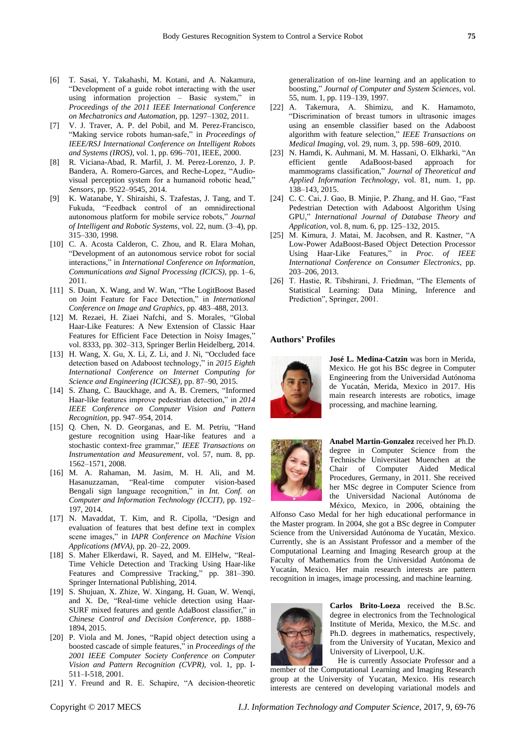[6] T. Sasai, Y. Takahashi, M. Kotani, and A. Nakamura, "Development of a guide robot interacting with the user using information projection – Basic system," in *Proceedings of the 2011 IEEE International Conference on Mechatronics and Automation*, pp. 1297–1302, 2011.

[7] V. J. Traver, A. P. del Pobil, and M. Perez-Francisco, "Making service robots human-safe," in *Proceedings of IEEE/RSJ International Conference on Intelligent Robots and Systems (IROS)*, vol. 1, pp. 696–701, IEEE, 2000.

[8] R. Viciana-Abad, R. Marfil, J. M. Perez-Lorenzo, J. P. Bandera, A. Romero-Garces, and Reche-Lopez, "Audio-visual perception system for a humanoid robotic head," *Sensors*, pp. 9522–9545, 2014.

[9] K. Watanabe, Y. Shiraishi, S. Tzafestas, J. Tang, and T. Fukuda, "Feedback control of an omnidirectional autonomous platform for mobile service robots," *Journal of Intelligent and Robotic Systems*, vol. 22, num. (3–4), pp. 315–330, 1998.

[10] C. A. Acosta Calderon, C. Zhou, and R. Elara Mohan, "Development of an autonomous service robot for social interactions," in *International Conference on Information, Communications and Signal Processing (ICICS)*, pp. 1–6, 2011.

[11] S. Duan, X. Wang, and W. Wan, "The LogitBoost Based on Joint Feature for Face Detection," in *International Conference on Image and Graphics*, pp. 483–488, 2013.

[12] M. Rezaei, H. Ziaei Nafchi, and S. Morales, "Global Haar-Like Features: A New Extension of Classic Haar Features for Efficient Face Detection in Noisy Images," vol. 8333, pp. 302–313, Springer Berlin Heidelberg, 2014.

[13] H. Wang, X. Gu, X. Li, Z. Li, and J. Ni, "Occluded face detection based on Adaboost technology," in *2015 Eighth International Conference on Internet Computing for Science and Engineering (ICICSE)*, pp. 87–90, 2015.

[14] S. Zhang, C. Bauckhage, and A. B. Cremers, "Informed Haar-like features improve pedestrian detection," in *2014 IEEE Conference on Computer Vision and Pattern Recognition*, pp. 947–954, 2014.

[15] Q. Chen, N. D. Georganas, and E. M. Petriu, "Hand gesture recognition using Haar-like features and a stochastic context-free grammar," *IEEE Transactions on Instrumentation and Measurement*, vol. 57, num. 8, pp. 1562–1571, 2008.

[16] M. A. Rahaman, M. Jasim, M. H. Ali, and M. Hasanuzzaman, "Real-time computer vision-based Bengali sign language recognition," in *Int. Conf. on Computer and Information Technology (ICCIT)*, pp. 192–197, 2014.

[17] N. Mavaddat, T. Kim, and R. Cipolla, "Design and evaluation of features that best define text in complex scene images," in *IAPR Conference on Machine Vision Applications (MVA)*, pp. 20–22, 2009.

[18] S. Maher Elkerdawi, R. Sayed, and M. ElHelw, "Real-Time Vehicle Detection and Tracking Using Haar-like Features and Compressive Tracking," pp. 381–390. Springer International Publishing, 2014.

[19] S. Shujuan, X. Zhize, W. Xingang, H. Guan, W. Wenqi, and X. De, "Real-time vehicle detection using Haar-SURF mixed features and gentle AdaBoost classifier," in *Chinese Control and Decision Conference*, pp. 1888–1894, 2015.

[20] P. Viola and M. Jones, "Rapid object detection using a boosted cascade of simple features," in *Proceedings of the 2001 IEEE Computer Society Conference on Computer Vision and Pattern Recognition (CVPR)*, vol. 1, pp. I-511–I-518, 2001.

[21] Y. Freund and R. E. Schapire, "A decision-theoretic generalization of on-line learning and an application to boosting," *Journal of Computer and System Sciences*, vol. 55, num. 1, pp. 119–139, 1997.

[22] A. Takemura, A. Shimizu, and K. Hamamoto, "Discrimination of breast tumors in ultrasonic images using an ensemble classifier based on the Adaboost algorithm with feature selection," *IEEE Transactions on Medical Imaging*, vol. 29, num. 3, pp. 598–609, 2010.

[23] N. Hamdi, K. Auhmani, M. M. Hassani, O. Elkharki, "An efficient gentle AdaBoost-based approach for mammograms classification," *Journal of Theoretical and Applied Information Technology*, vol. 81, num. 1, pp. 138–143, 2015.

[24] C. C. Cai, J. Gao, B. Minjie, P. Zhang, and H. Gao, "Fast Pedestrian Detection with Adaboost Algorithm Using GPU," *International Journal of Database Theory and Application*, vol. 8, num. 6, pp. 125–132, 2015.

[25] M. Kimura, J. Matai, M. Jacobsen, and R. Kastner, "A Low-Power AdaBoost-Based Object Detection Processor Using Haar-Like Features," in *Proc. of IEEE International Conference on Consumer Electronics*, pp. 203–206, 2013.

[26] T. Hastie, R. Tibshirani, J. Friedman, "The Elements of Statistical Learning: Data Mining, Inference and Prediction", Springer, 2001.

## Authors' Profiles

**José L. Medina-Catzin** was born in Merida, Mexico. He got his BSc degree in Computer Engineering from the Universidad Autónoma de Yucatán, Merida, Mexico in 2017. His main research interests are robotics, image processing, and machine learning.

**Anabel Martin-Gonzalez** received her Ph.D. degree in Computer Science from the Technische Universitaet Muenchen at the Chair of Computer Aided Medical Procedures, Germany, in 2011. She received her MSc degree in Computer Science from the Universidad Nacional Autónoma de México, Mexico, in 2006, obtaining the Alfonso Caso Medal for her high educational performance in the Master program. In 2004, she got a BSc degree in Computer Science from the Universidad Autónoma de Yucatán, Mexico. Currently, she is an Assistant Professor and a member of the Computational Learning and Imaging Research group at the Faculty of Mathematics from the Universidad Autónoma de Yucatán, Mexico. Her main research interests are pattern recognition in images, image processing, and machine learning.

**Carlos Brito-Loeza** received the B.Sc. degree in electronics from the Technological Institute of Merida, Mexico, the M.Sc. and Ph.D. degrees in mathematics, respectively, from the University of Yucatan, Mexico and University of Liverpool, U.K.

He is currently Associate Professor and a member of the Computational Learning and Imaging Research group at the University of Yucatan, Mexico. His research interests are centered on developing variational models and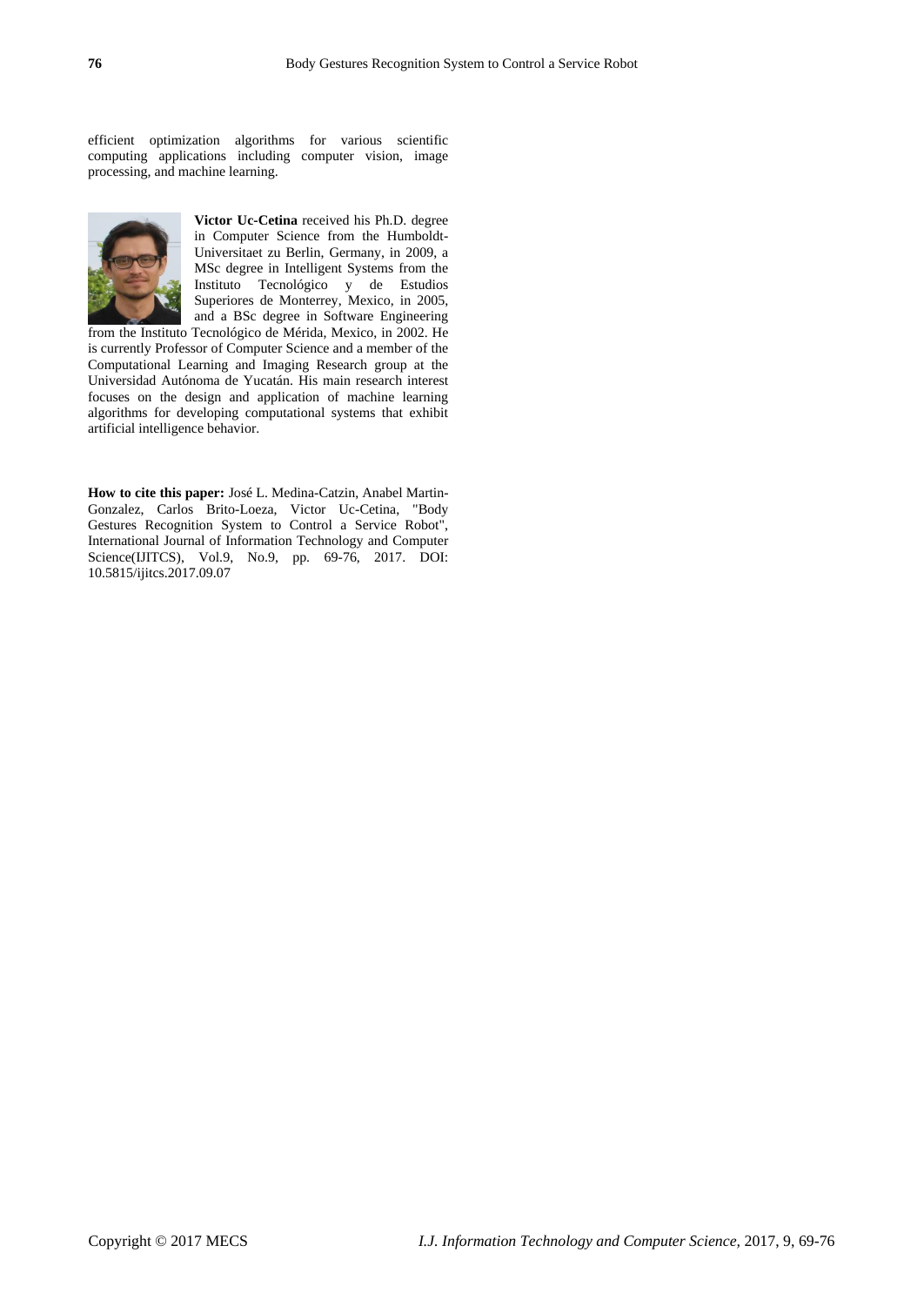efficient optimization algorithms for various scientific computing applications including computer vision, image processing, and machine learning.

**Victor Uc-Cetina** received his Ph.D. degree in Computer Science from the Humboldt-Universitaet zu Berlin, Germany, in 2009, a MSc degree in Intelligent Systems from the Instituto Tecnológico y de Estudios Superiores de Monterrey, Mexico, in 2005, and a BSc degree in Software Engineering from the Instituto Tecnológico de Mérida, Mexico, in 2002. He is currently Professor of Computer Science and a member of the Computational Learning and Imaging Research group at the Universidad Autónoma de Yucatán. His main research interest focuses on the design and application of machine learning algorithms for developing computational systems that exhibit artificial intelligence behavior.

**How to cite this paper:** José L. Medina-Catzin, Anabel Martin-Gonzalez, Carlos Brito-Loeza, Victor Uc-Cetina, "Body Gestures Recognition System to Control a Service Robot", International Journal of Information Technology and Computer Science(IJITCS), Vol.9, No.9, pp. 69-76, 2017. DOI: 10.5815/ijitcs.2017.09.07